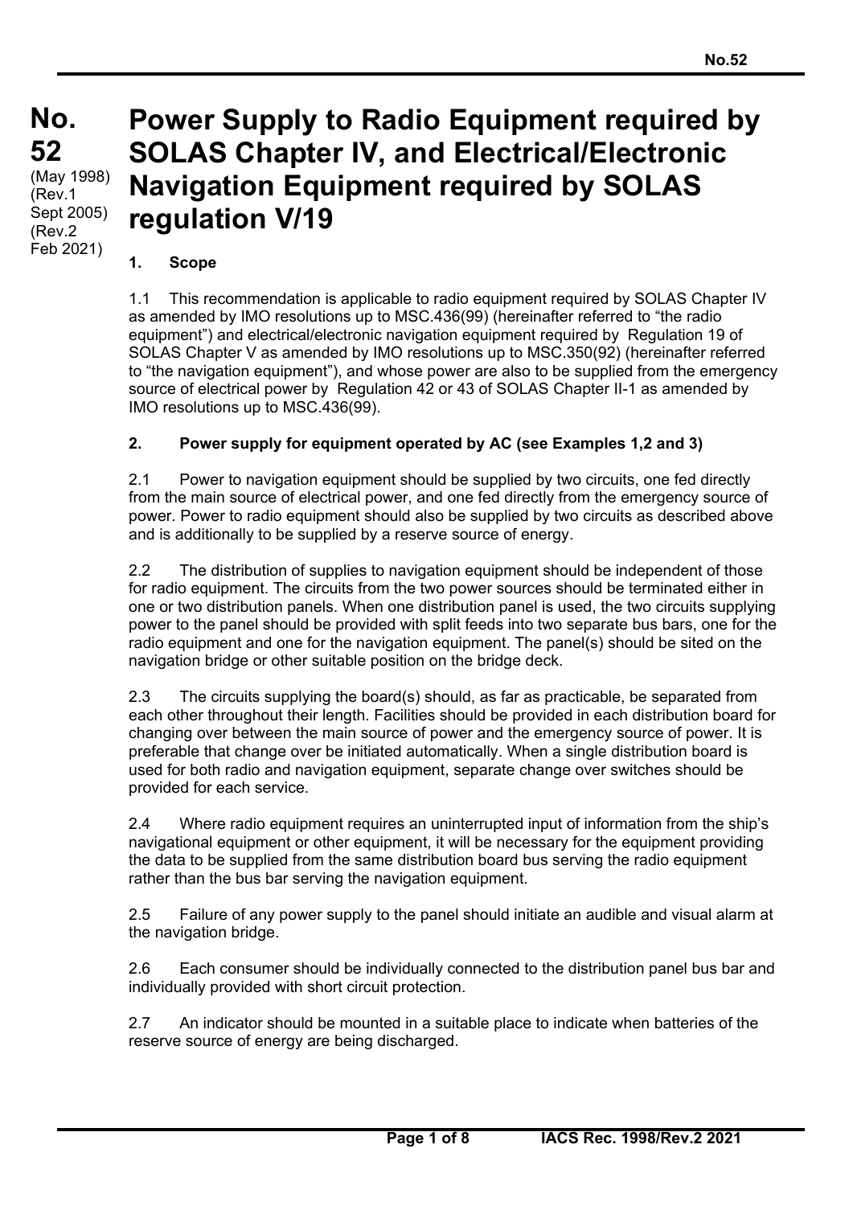# No. 52

(May 1998)
(Rev.1 Sept 2005)
(Rev.2 Feb 2021)

# Power Supply to Radio Equipment required by SOLAS Chapter IV, and Electrical/Electronic Navigation Equipment required by SOLAS regulation V/19

## 1. Scope

1.1 This recommendation is applicable to radio equipment required by SOLAS Chapter IV as amended by IMO resolutions up to MSC.436(99) (hereinafter referred to "the radio equipment") and electrical/electronic navigation equipment required by Regulation 19 of SOLAS Chapter V as amended by IMO resolutions up to MSC.350(92) (hereinafter referred to "the navigation equipment"), and whose power are also to be supplied from the emergency source of electrical power by Regulation 42 or 43 of SOLAS Chapter II-1 as amended by IMO resolutions up to MSC.436(99).

## 2. Power supply for equipment operated by AC (see Examples 1,2 and 3)

2.1 Power to navigation equipment should be supplied by two circuits, one fed directly from the main source of electrical power, and one fed directly from the emergency source of power. Power to radio equipment should also be supplied by two circuits as described above and is additionally to be supplied by a reserve source of energy.

2.2 The distribution of supplies to navigation equipment should be independent of those for radio equipment. The circuits from the two power sources should be terminated either in one or two distribution panels. When one distribution panel is used, the two circuits supplying power to the panel should be provided with split feeds into two separate bus bars, one for the radio equipment and one for the navigation equipment. The panel(s) should be sited on the navigation bridge or other suitable position on the bridge deck.

2.3 The circuits supplying the board(s) should, as far as practicable, be separated from each other throughout their length. Facilities should be provided in each distribution board for changing over between the main source of power and the emergency source of power. It is preferable that change over be initiated automatically. When a single distribution board is used for both radio and navigation equipment, separate change over switches should be provided for each service.

2.4 Where radio equipment requires an uninterrupted input of information from the ship's navigational equipment or other equipment, it will be necessary for the equipment providing the data to be supplied from the same distribution board bus serving the radio equipment rather than the bus bar serving the navigation equipment.

2.5 Failure of any power supply to the panel should initiate an audible and visual alarm at the navigation bridge.

2.6 Each consumer should be individually connected to the distribution panel bus bar and individually provided with short circuit protection.

2.7 An indicator should be mounted in a suitable place to indicate when batteries of the reserve source of energy are being discharged.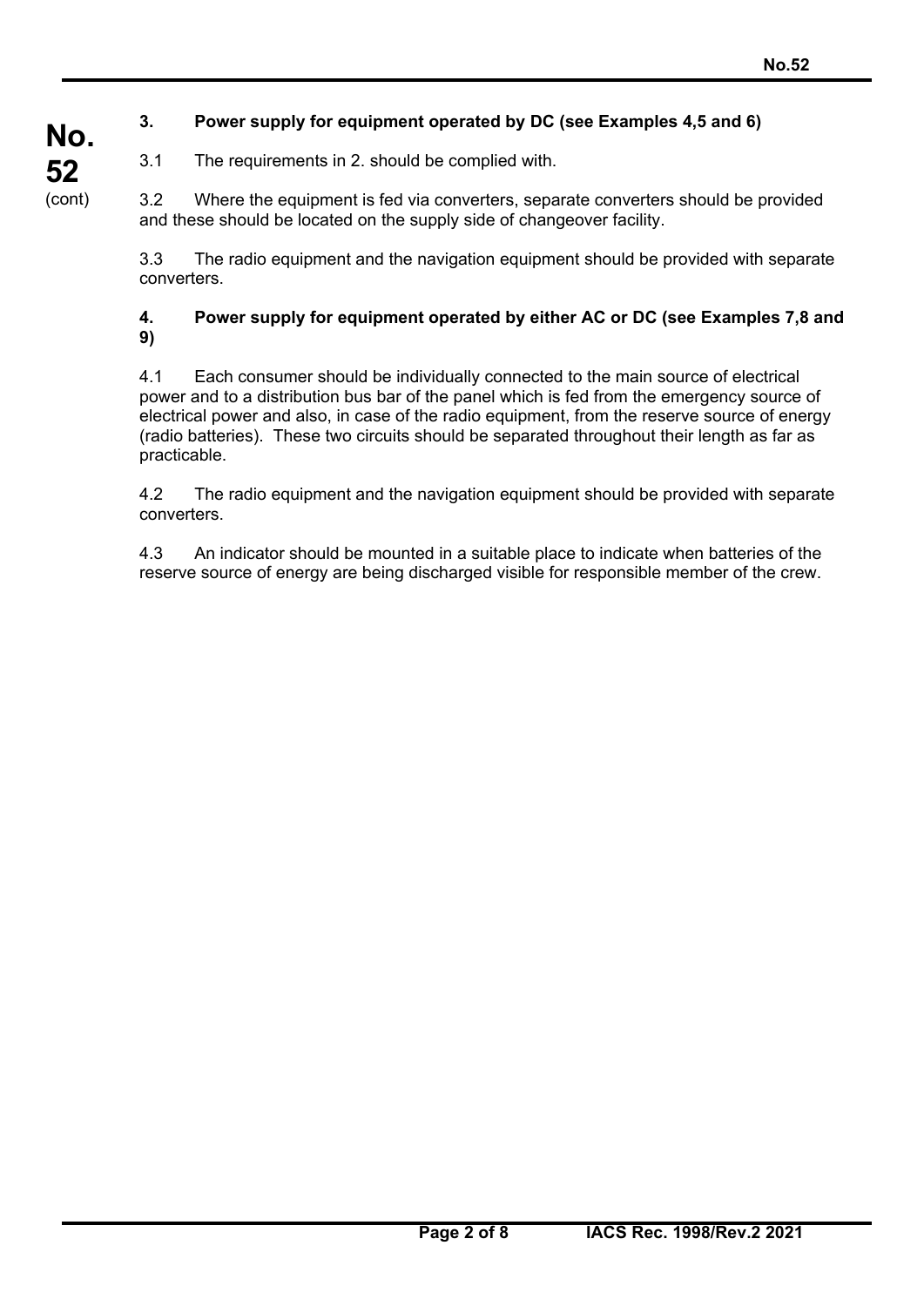### 3. Power supply for equipment operated by DC (see Examples 4,5 and 6)

3.1 The requirements in 2. should be complied with.

3.2 Where the equipment is fed via converters, separate converters should be provided and these should be located on the supply side of changeover facility.

3.3 The radio equipment and the navigation equipment should be provided with separate converters.

### 4. Power supply for equipment operated by either AC or DC (see Examples 7,8 and 9)

4.1 Each consumer should be individually connected to the main source of electrical power and to a distribution bus bar of the panel which is fed from the emergency source of electrical power and also, in case of the radio equipment, from the reserve source of energy (radio batteries). These two circuits should be separated throughout their length as far as practicable.

4.2 The radio equipment and the navigation equipment should be provided with separate converters.

4.3 An indicator should be mounted in a suitable place to indicate when batteries of the reserve source of energy are being discharged visible for responsible member of the crew.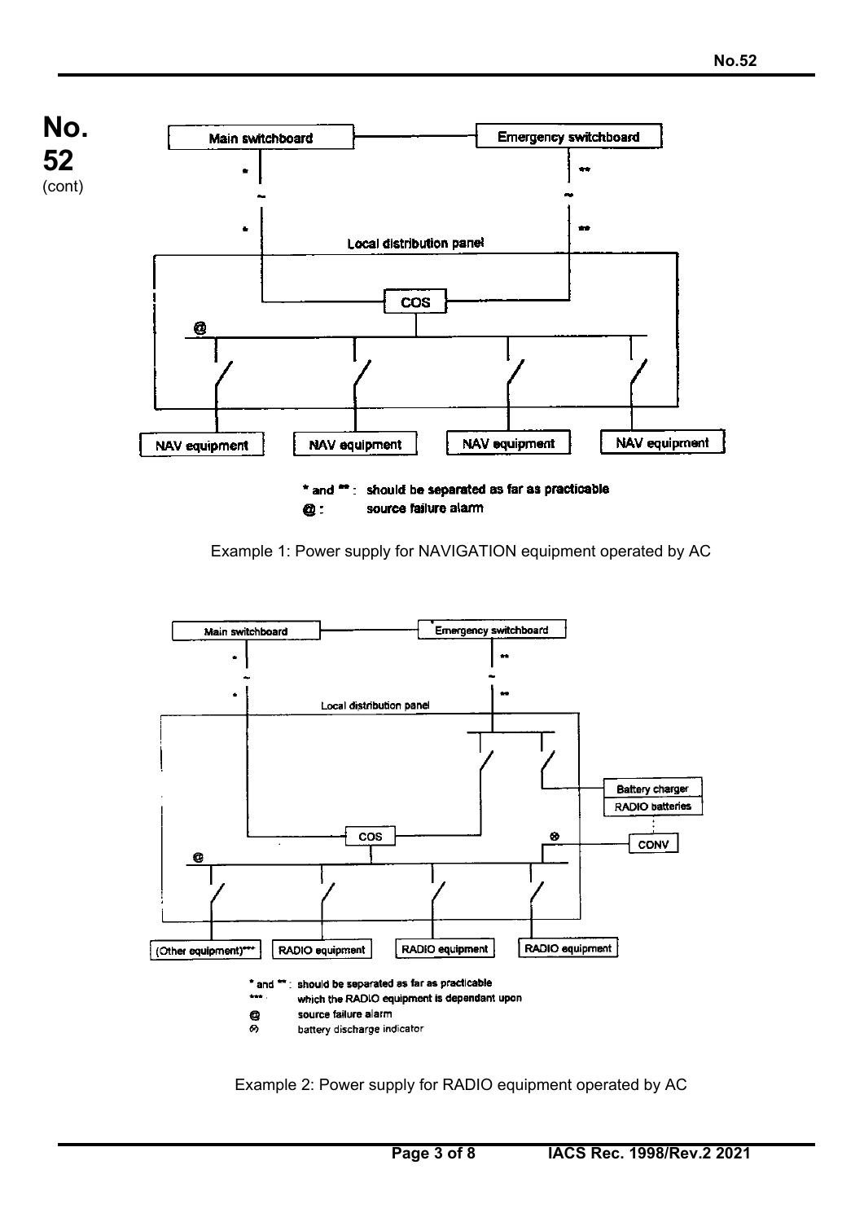Main switchboard

Emergency switchboard

Local distribution panel

COS

@

NAV equipment

NAV equipment

NAV equipment

NAV equipment

* and ** : should be separated as far as practicable

@ : source failure alarm

Example 1: Power supply for NAVIGATION equipment operated by AC

Main switchboard

Emergency switchboard

Local distribution panel

Battery charger

RADIO batteries

COS

CONV

@

(Other equipment)***

RADIO equipment

RADIO equipment

RADIO equipment

* and ** : should be separated as far as practicable

*** : which the RADIO equipment is dependant upon

@ source failure alarm

⊗ battery discharge indicator

Example 2: Power supply for RADIO equipment operated by AC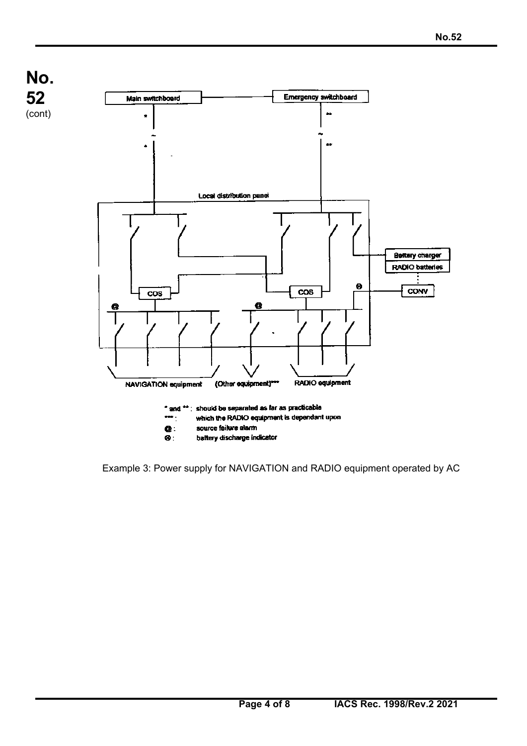Main switchboard

Emergency switchboard

Local distribution panel

Battery charger

RADIO batteries

COS

COS

CONV

NAVIGATION equipment

(Other equipment)***

RADIO equipment

\* and \*\* : should be separated as far as practicable

\*\*\* : which the RADIO equipment is dependant upon

@ : source failure alarm

⊗ : battery discharge indicator

Example 3: Power supply for NAVIGATION and RADIO equipment operated by AC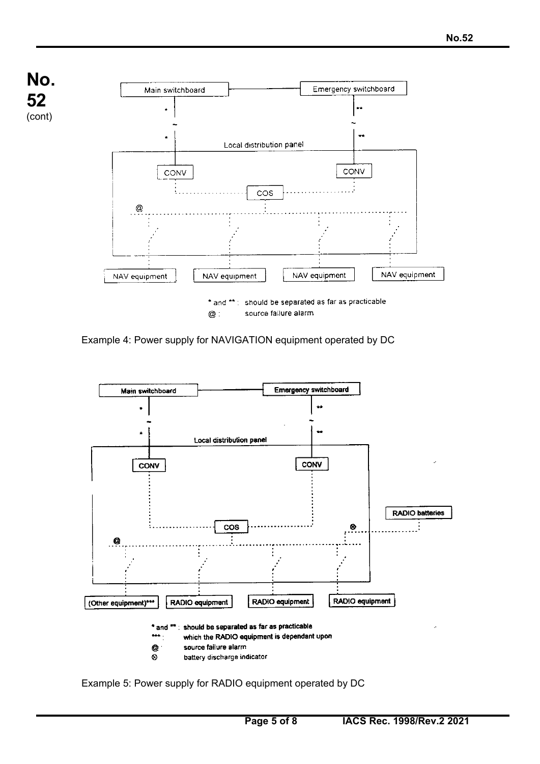**No. 52** (cont)

Main switchboard — Emergency switchboard

Local distribution panel

CONV CONV

COS

@

NAV equipment | NAV equipment | NAV equipment | NAV equipment

* and ** : should be separated as far as practicable
@ : source failure alarm

Example 4: Power supply for NAVIGATION equipment operated by DC

Main switchboard — Emergency switchboard

Local distribution panel

CONV CONV

COS

RADIO batteries

@ ⊗

(Other equipment)*** | RADIO equipment | RADIO equipment | RADIO equipment

* and ** : should be separated as far as practicable
*** : which the RADIO equipment is dependant upon
@ : source failure alarm
⊗ battery discharge indicator

Example 5: Power supply for RADIO equipment operated by DC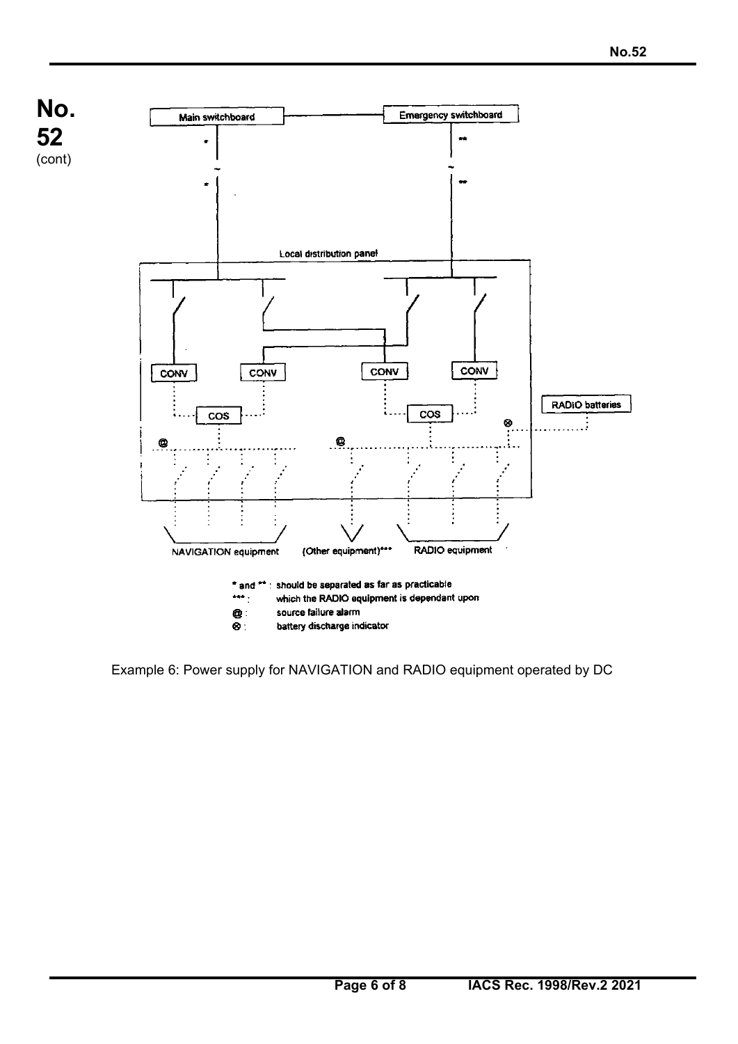Main switchboard

Emergency switchboard

Local distribution panel

CONV

CONV

CONV

CONV

COS

COS

RADIO batteries

NAVIGATION equipment

(Other equipment)***

RADIO equipment

* and ** : should be separated as far as practicable

*** : which the RADIO equipment is dependant upon

@ : source failure alarm

⊗ : battery discharge indicator

Example 6: Power supply for NAVIGATION and RADIO equipment operated by DC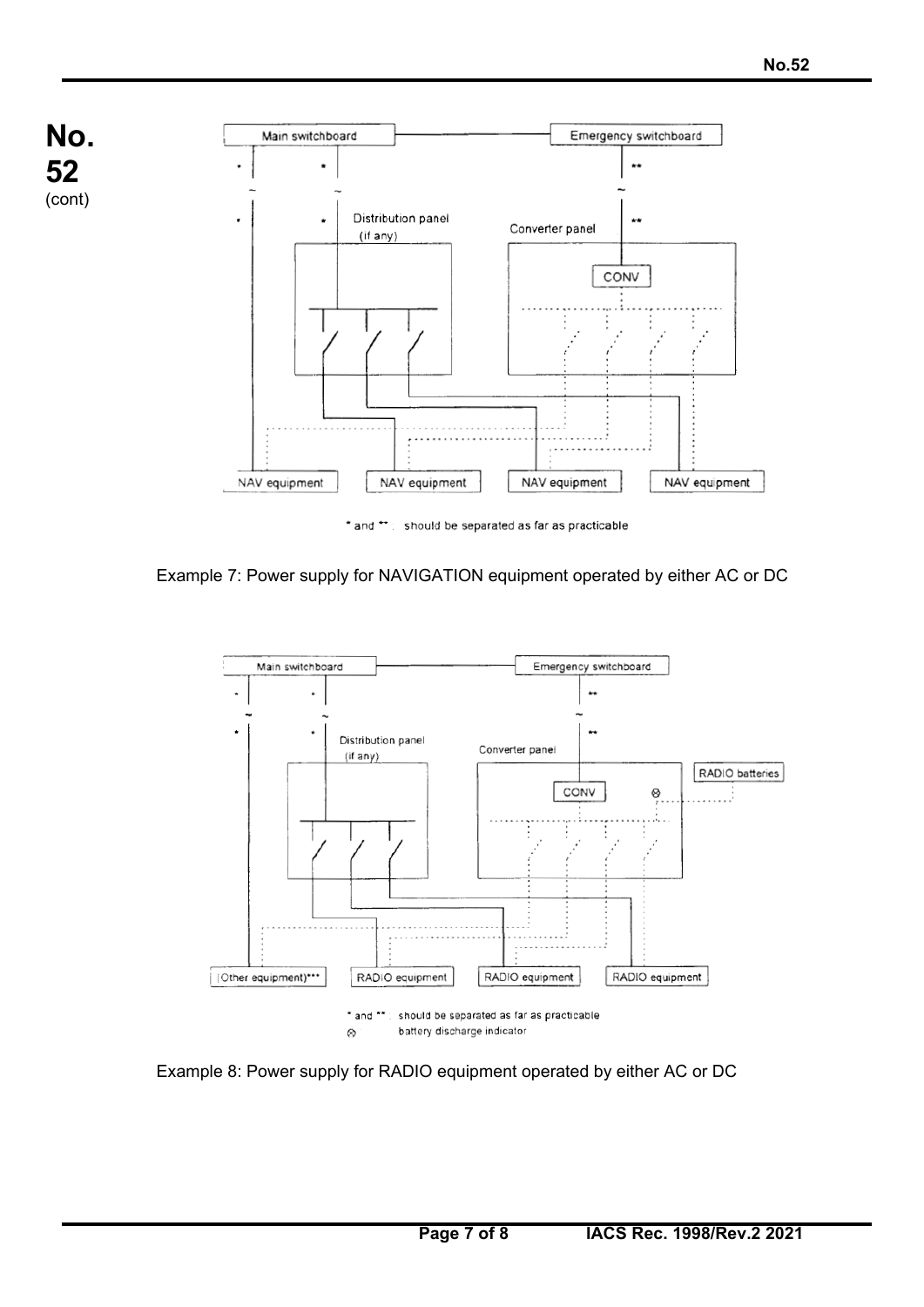Main switchboard

Emergency switchboard

Distribution panel (if any)

Converter panel

CONV

NAV equipment

NAV equipment

NAV equipment

NAV equipment

* and ** : should be separated as far as practicable

Example 7: Power supply for NAVIGATION equipment operated by either AC or DC

Main switchboard

Emergency switchboard

Distribution panel (if any)

Converter panel

RADIO batteries

CONV

(Other equipment)***

RADIO equipment

RADIO equipment

RADIO equipment

* and ** : should be separated as far as practicable

⊗ battery discharge indicator

Example 8: Power supply for RADIO equipment operated by either AC or DC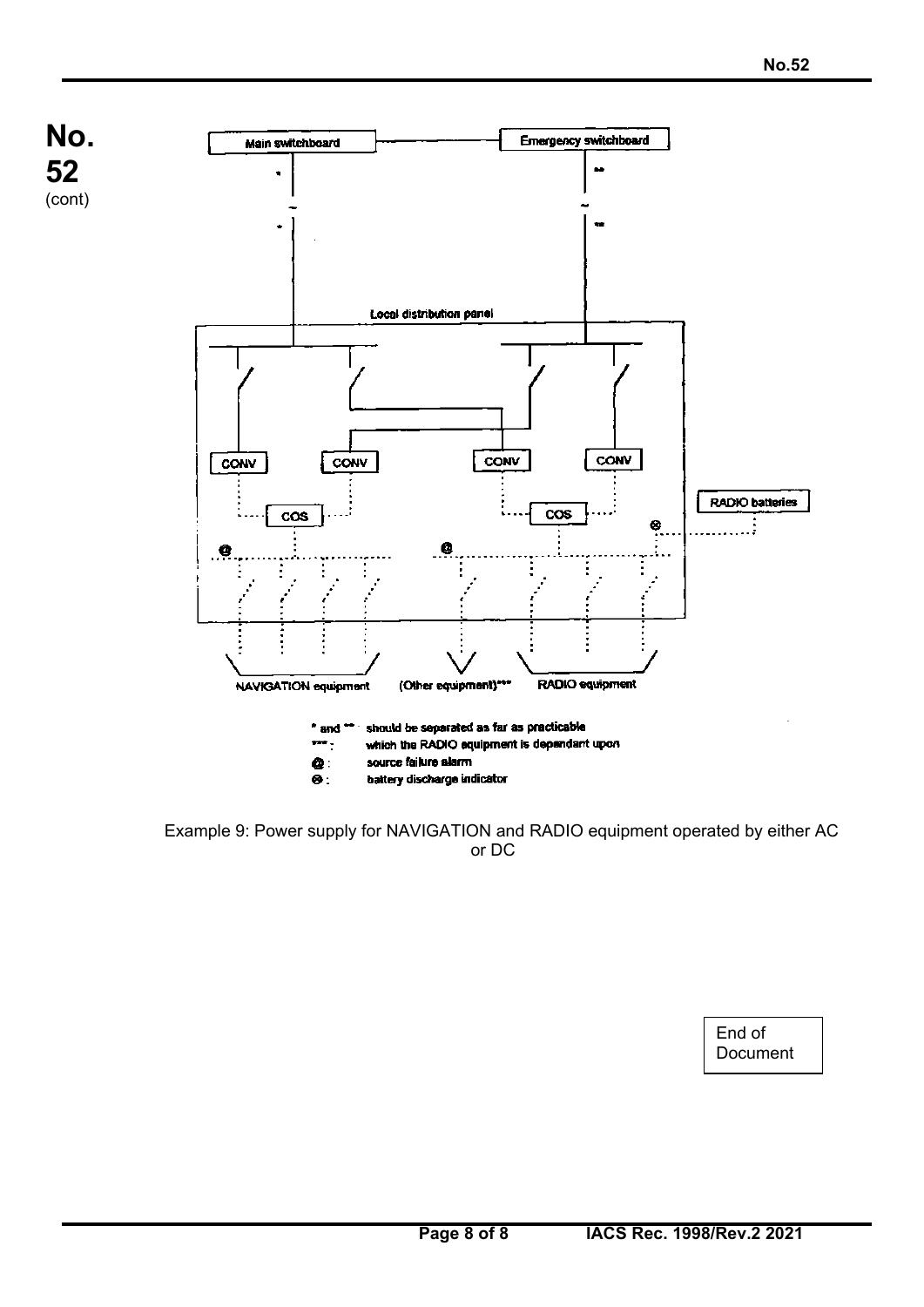Main switchboard

Emergency switchboard

Local distribution panel

CONV

CONV

CONV

CONV

COS

COS

RADIO batteries

NAVIGATION equipment

(Other equipment)***

RADIO equipment

\* and \*\* : should be separated as far as practicable

\*\*\* : which the RADIO equipment is dependant upon

@ : source failure alarm

⊗ : battery discharge indicator

Example 9: Power supply for NAVIGATION and RADIO equipment operated by either AC or DC

End of Document